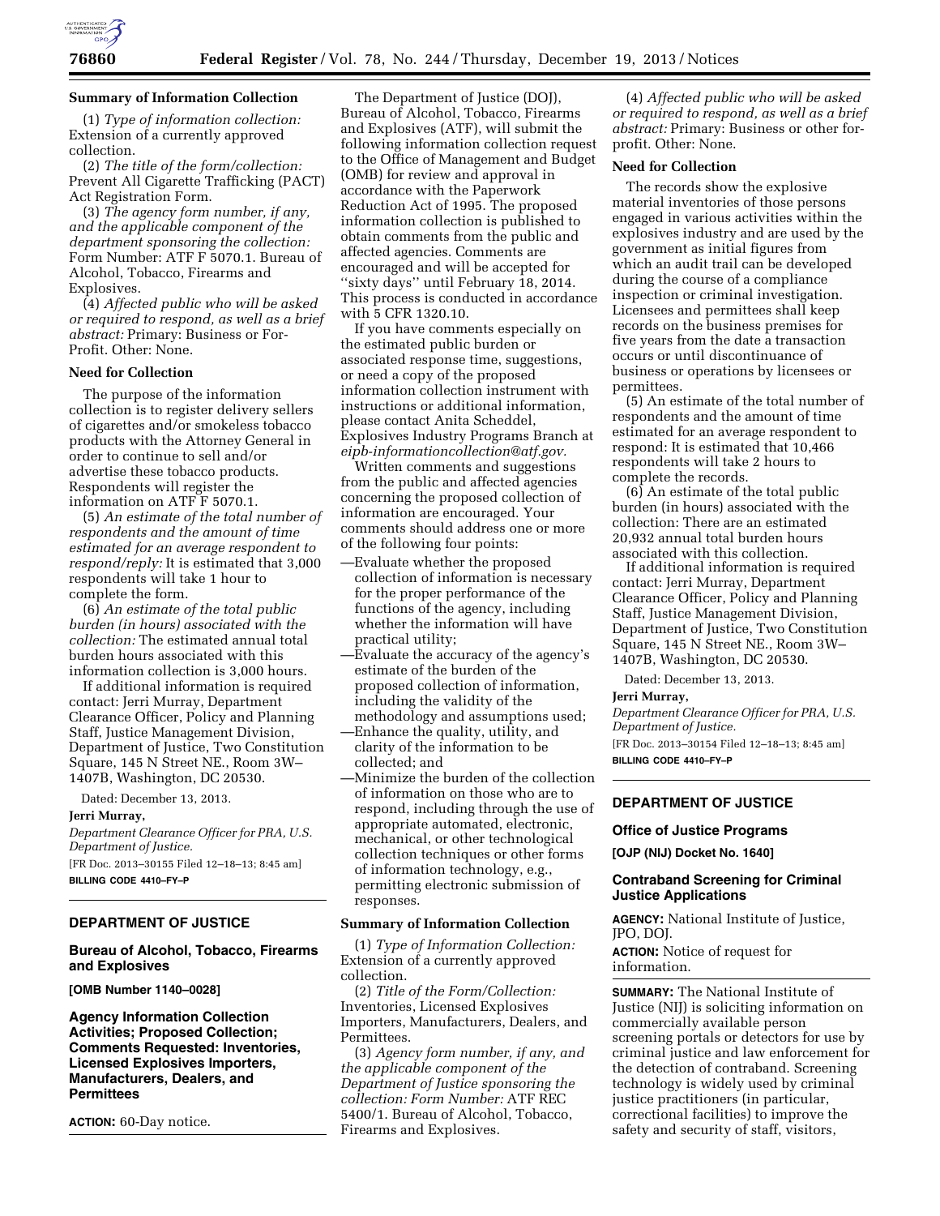**Summary of Information Collection**

(1) *Type of information collection:* Extension of a currently approved collection.

(2) *The title of the form/collection:* Prevent All Cigarette Trafficking (PACT) Act Registration Form.

(3) *The agency form number, if any, and the applicable component of the department sponsoring the collection:* Form Number: ATF F 5070.1. Bureau of Alcohol, Tobacco, Firearms and Explosives.

(4) *Affected public who will be asked or required to respond, as well as a brief abstract:* Primary: Business or For-Profit. Other: None.

**Need for Collection**

The purpose of the information collection is to register delivery sellers of cigarettes and/or smokeless tobacco products with the Attorney General in order to continue to sell and/or advertise these tobacco products. Respondents will register the information on ATF F 5070.1.

(5) *An estimate of the total number of respondents and the amount of time estimated for an average respondent to respond/reply:* It is estimated that 3,000 respondents will take 1 hour to complete the form.

(6) *An estimate of the total public burden (in hours) associated with the collection:* The estimated annual total burden hours associated with this information collection is 3,000 hours.

If additional information is required contact: Jerri Murray, Department Clearance Officer, Policy and Planning Staff, Justice Management Division, Department of Justice, Two Constitution Square, 145 N Street NE., Room 3W–1407B, Washington, DC 20530.

Dated: December 13, 2013.

**Jerri Murray,**

*Department Clearance Officer for PRA, U.S. Department of Justice.*

[FR Doc. 2013–30155 Filed 12–18–13; 8:45 am]

**BILLING CODE 4410–FY–P**

---

## DEPARTMENT OF JUSTICE

### Bureau of Alcohol, Tobacco, Firearms and Explosives

**[OMB Number 1140–0028]**

### Agency Information Collection Activities; Proposed Collection; Comments Requested: Inventories, Licensed Explosives Importers, Manufacturers, Dealers, and Permittees

**ACTION:** 60-Day notice.

The Department of Justice (DOJ), Bureau of Alcohol, Tobacco, Firearms and Explosives (ATF), will submit the following information collection request to the Office of Management and Budget (OMB) for review and approval in accordance with the Paperwork Reduction Act of 1995. The proposed information collection is published to obtain comments from the public and affected agencies. Comments are encouraged and will be accepted for ''sixty days'' until February 18, 2014. This process is conducted in accordance with 5 CFR 1320.10.

If you have comments especially on the estimated public burden or associated response time, suggestions, or need a copy of the proposed information collection instrument with instructions or additional information, please contact Anita Scheddel, Explosives Industry Programs Branch at *eipb-informationcollection@atf.gov.*

Written comments and suggestions from the public and affected agencies concerning the proposed collection of information are encouraged. Your comments should address one or more of the following four points:

—Evaluate whether the proposed collection of information is necessary for the proper performance of the functions of the agency, including whether the information will have practical utility;

—Evaluate the accuracy of the agency's estimate of the burden of the proposed collection of information, including the validity of the methodology and assumptions used;

—Enhance the quality, utility, and clarity of the information to be collected; and

—Minimize the burden of the collection of information on those who are to respond, including through the use of appropriate automated, electronic, mechanical, or other technological collection techniques or other forms of information technology, e.g., permitting electronic submission of responses.

**Summary of Information Collection**

(1) *Type of Information Collection:* Extension of a currently approved collection.

(2) *Title of the Form/Collection:* Inventories, Licensed Explosives Importers, Manufacturers, Dealers, and Permittees.

(3) *Agency form number, if any, and the applicable component of the Department of Justice sponsoring the collection: Form Number:* ATF REC 5400/1. Bureau of Alcohol, Tobacco, Firearms and Explosives.

(4) *Affected public who will be asked or required to respond, as well as a brief abstract:* Primary: Business or other for-profit. Other: None.

**Need for Collection**

The records show the explosive material inventories of those persons engaged in various activities within the explosives industry and are used by the government as initial figures from which an audit trail can be developed during the course of a compliance inspection or criminal investigation. Licensees and permittees shall keep records on the business premises for five years from the date a transaction occurs or until discontinuance of business or operations by licensees or permittees.

(5) An estimate of the total number of respondents and the amount of time estimated for an average respondent to respond: It is estimated that 10,466 respondents will take 2 hours to complete the records.

(6) An estimate of the total public burden (in hours) associated with the collection: There are an estimated 20,932 annual total burden hours associated with this collection.

If additional information is required contact: Jerri Murray, Department Clearance Officer, Policy and Planning Staff, Justice Management Division, Department of Justice, Two Constitution Square, 145 N Street NE., Room 3W–1407B, Washington, DC 20530.

Dated: December 13, 2013.

**Jerri Murray,**

*Department Clearance Officer for PRA, U.S. Department of Justice.*

[FR Doc. 2013–30154 Filed 12–18–13; 8:45 am]

**BILLING CODE 4410–FY–P**

---

## DEPARTMENT OF JUSTICE

### Office of Justice Programs

**[OJP (NIJ) Docket No. 1640]**

### Contraband Screening for Criminal Justice Applications

**AGENCY:** National Institute of Justice, JPO, DOJ.

**ACTION:** Notice of request for information.

**SUMMARY:** The National Institute of Justice (NIJ) is soliciting information on commercially available person screening portals or detectors for use by criminal justice and law enforcement for the detection of contraband. Screening technology is widely used by criminal justice practitioners (in particular, correctional facilities) to improve the safety and security of staff, visitors,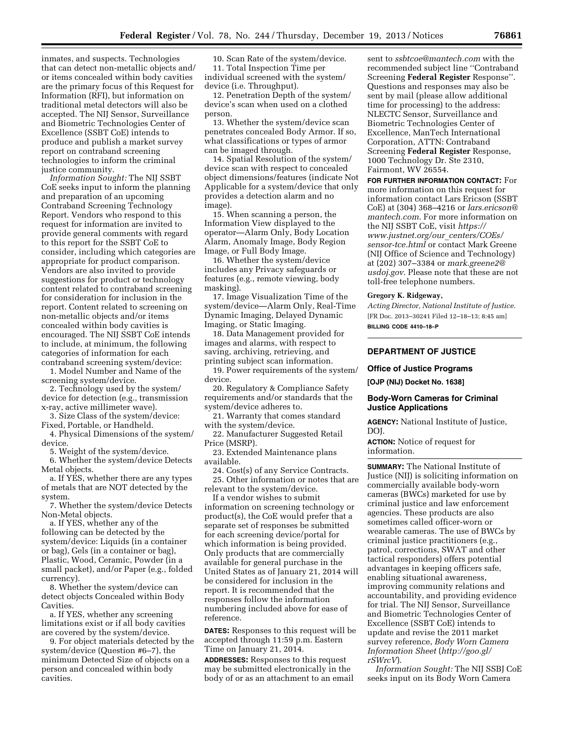inmates, and suspects. Technologies that can detect non-metallic objects and/or items concealed within body cavities are the primary focus of this Request for Information (RFI), but information on traditional metal detectors will also be accepted. The NIJ Sensor, Surveillance and Biometric Technologies Center of Excellence (SSBT CoE) intends to produce and publish a market survey report on contraband screening technologies to inform the criminal justice community.

*Information Sought:* The NIJ SSBT CoE seeks input to inform the planning and preparation of an upcoming Contraband Screening Technology Report. Vendors who respond to this request for information are invited to provide general comments with regard to this report for the SSBT CoE to consider, including which categories are appropriate for product comparison. Vendors are also invited to provide suggestions for product or technology content related to contraband screening for consideration for inclusion in the report. Content related to screening on non-metallic objects and/or items concealed within body cavities is encouraged. The NIJ SSBT CoE intends to include, at minimum, the following categories of information for each contraband screening system/device:

1. Model Number and Name of the screening system/device.
2. Technology used by the system/device for detection (e.g., transmission x-ray, active millimeter wave).
3. Size Class of the system/device: Fixed, Portable, or Handheld.
4. Physical Dimensions of the system/device.
5. Weight of the system/device.
6. Whether the system/device Detects Metal objects.
   a. If YES, whether there are any types of metals that are NOT detected by the system.
7. Whether the system/device Detects Non-Metal objects.
   a. If YES, whether any of the following can be detected by the system/device: Liquids (in a container or bag), Gels (in a container or bag), Plastic, Wood, Ceramic, Powder (in a small packet), and/or Paper (e.g., folded currency).
8. Whether the system/device can detect objects Concealed within Body Cavities.
   a. If YES, whether any screening limitations exist or if all body cavities are covered by the system/device.
9. For object materials detected by the system/device (Question #6–7), the minimum Detected Size of objects on a person and concealed within body cavities.
10. Scan Rate of the system/device.
11. Total Inspection Time per individual screened with the system/device (i.e. Throughput).
12. Penetration Depth of the system/device's scan when used on a clothed person.
13. Whether the system/device scan penetrates concealed Body Armor. If so, what classifications or types of armor can be imaged through.
14. Spatial Resolution of the system/device scan with respect to concealed object dimensions/features (indicate Not Applicable for a system/device that only provides a detection alarm and no image).
15. When scanning a person, the Information View displayed to the operator—Alarm Only, Body Location Alarm, Anomaly Image, Body Region Image, or Full Body Image.
16. Whether the system/device includes any Privacy safeguards or features (e.g., remote viewing, body masking).
17. Image Visualization Time of the system/device—Alarm Only, Real-Time Dynamic Imaging, Delayed Dynamic Imaging, or Static Imaging.
18. Data Management provided for images and alarms, with respect to saving, archiving, retrieving, and printing subject scan information.
19. Power requirements of the system/device.
20. Regulatory & Compliance Safety requirements and/or standards that the system/device adheres to.
21. Warranty that comes standard with the system/device.
22. Manufacturer Suggested Retail Price (MSRP).
23. Extended Maintenance plans available.
24. Cost(s) of any Service Contracts.
25. Other information or notes that are relevant to the system/device.

If a vendor wishes to submit information on screening technology or product(s), the CoE would prefer that a separate set of responses be submitted for each screening device/portal for which information is being provided. Only products that are commercially available for general purchase in the United States as of January 21, 2014 will be considered for inclusion in the report. It is recommended that the responses follow the information numbering included above for ease of reference.

**DATES:** Responses to this request will be accepted through 11:59 p.m. Eastern Time on January 21, 2014.

**ADDRESSES:** Responses to this request may be submitted electronically in the body of or as an attachment to an email sent to *ssbtcoe@mantech.com* with the recommended subject line ''Contraband Screening **Federal Register** Response''. Questions and responses may also be sent by mail (please allow additional time for processing) to the address: NLECTC Sensor, Surveillance and Biometric Technologies Center of Excellence, ManTech International Corporation, ATTN: Contraband Screening **Federal Register** Response, 1000 Technology Dr. Ste 2310, Fairmont, WV 26554.

**FOR FURTHER INFORMATION CONTACT:** For more information on this request for information contact Lars Ericson (SSBT CoE) at (304) 368–4216 or *lars.ericson@mantech.com.* For more information on the NIJ SSBT CoE, visit *https://www.justnet.org/our_centers/COEs/sensor-tce.html* or contact Mark Greene (NIJ Office of Science and Technology) at (202) 307–3384 or *mark.greene2@usdoj.gov*. Please note that these are not toll-free telephone numbers.

**Gregory K. Ridgeway,**

*Acting Director, National Institute of Justice.*

[FR Doc. 2013–30241 Filed 12–18–13; 8:45 am]

**BILLING CODE 4410–18–P**

## DEPARTMENT OF JUSTICE

### Office of Justice Programs

**[OJP (NIJ) Docket No. 1638]**

### Body-Worn Cameras for Criminal Justice Applications

**AGENCY:** National Institute of Justice, DOJ.

**ACTION:** Notice of request for information.

**SUMMARY:** The National Institute of Justice (NIJ) is soliciting information on commercially available body-worn cameras (BWCs) marketed for use by criminal justice and law enforcement agencies. These products are also sometimes called officer-worn or wearable cameras. The use of BWCs by criminal justice practitioners (e.g., patrol, corrections, SWAT and other tactical responders) offers potential advantages in keeping officers safe, enabling situational awareness, improving community relations and accountability, and providing evidence for trial. The NIJ Sensor, Surveillance and Biometric Technologies Center of Excellence (SSBT CoE) intends to update and revise the 2011 market survey reference, *Body Worn Camera Information Sheet* (*http://goo.gl/rSWrcV*).

*Information Sought:* The NIJ SSBJ CoE seeks input on its Body Worn Camera